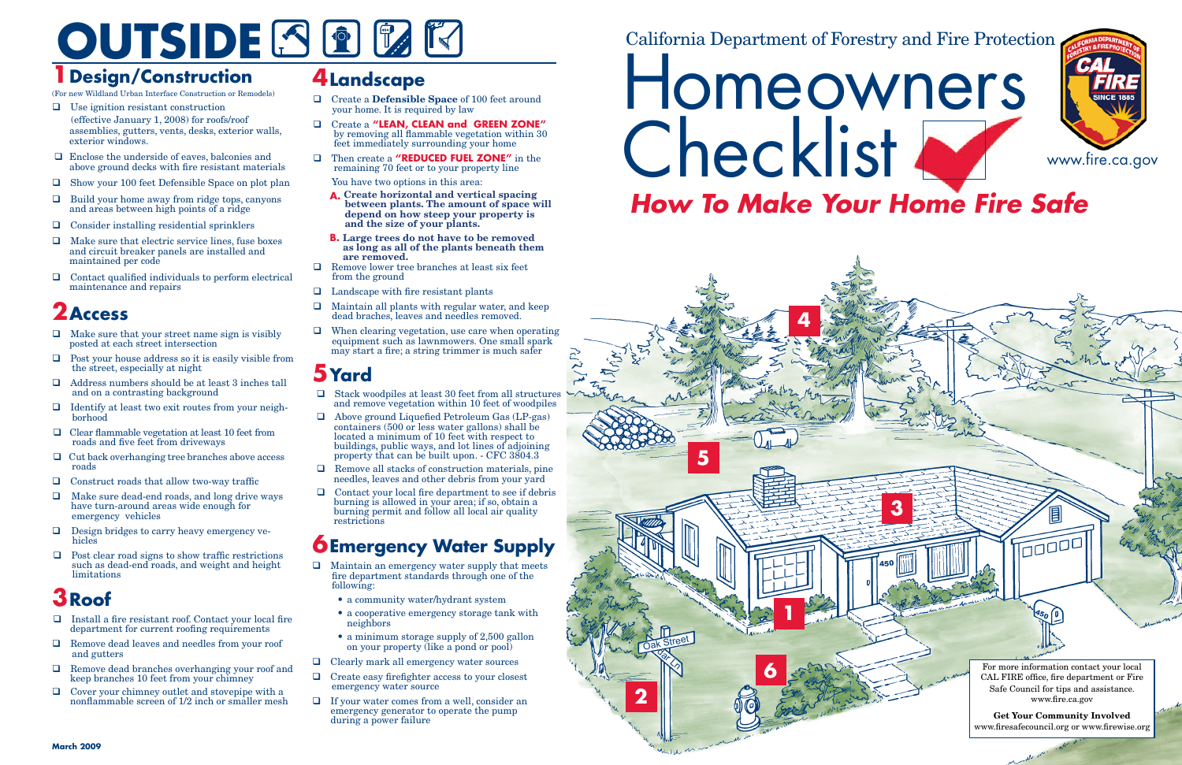# OUTSIDE

## 1 Design/Construction

(For new Wildland Urban Interface Construction or Remodels)

- ☐ Use ignition resistant construction (effective January 1, 2008) for roofs/roof assemblies, gutters, vents, desks, exterior walls, exterior windows.
- ☐ Enclose the underside of eaves, balconies and above ground decks with fire resistant materials
- ☐ Show your 100 feet Defensible Space on plot plan
- ☐ Build your home away from ridge tops, canyons and areas between high points of a ridge
- ☐ Consider installing residential sprinklers
- ☐ Make sure that electric service lines, fuse boxes and circuit breaker panels are installed and maintained per code
- ☐ Contact qualified individuals to perform electrical maintenance and repairs

## 2 Access

- ☐ Make sure that your street name sign is visibly posted at each street intersection
- ☐ Post your house address so it is easily visible from the street, especially at night
- ☐ Address numbers should be at least 3 inches tall and on a contrasting background
- ☐ Identify at least two exit routes from your neighborhood
- ☐ Clear flammable vegetation at least 10 feet from roads and five feet from driveways
- ☐ Cut back overhanging tree branches above access roads
- ☐ Construct roads that allow two-way traffic
- ☐ Make sure dead-end roads, and long drive ways have turn-around areas wide enough for emergency vehicles
- ☐ Design bridges to carry heavy emergency vehicles
- ☐ Post clear road signs to show traffic restrictions such as dead-end roads, and weight and height limitations

## 3 Roof

- ☐ Install a fire resistant roof. Contact your local fire department for current roofing requirements
- ☐ Remove dead leaves and needles from your roof and gutters
- ☐ Remove dead branches overhanging your roof and keep branches 10 feet from your chimney
- ☐ Cover your chimney outlet and stovepipe with a nonflammable screen of 1/2 inch or smaller mesh

## 4 Landscape

- ☐ Create a **Defensible Space** of 100 feet around your home. It is required by law
- ☐ Create a **"LEAN, CLEAN and GREEN ZONE"** by removing all flammable vegetation within 30 feet immediately surrounding your home
- ☐ Then create a **"REDUCED FUEL ZONE"** in the remaining 70 feet or to your property line

  You have two options in this area:

  **A. Create horizontal and vertical spacing between plants. The amount of space will depend on how steep your property is and the size of your plants.**

  **B. Large trees do not have to be removed as long as all of the plants beneath them are removed.**
- ☐ Remove lower tree branches at least six feet from the ground
- ☐ Landscape with fire resistant plants
- ☐ Maintain all plants with regular water, and keep dead braches, leaves and needles removed.
- ☐ When clearing vegetation, use care when operating equipment such as lawnmowers. One small spark may start a fire; a string trimmer is much safer

## 5 Yard

- ☐ Stack woodpiles at least 30 feet from all structures and remove vegetation within 10 feet of woodpiles
- ☐ Above ground Liquefied Petroleum Gas (LP-gas) containers (500 or less water gallons) shall be located a minimum of 10 feet with respect to buildings, public ways, and lot lines of adjoining property that can be built upon. - CFC 3804.3
- ☐ Remove all stacks of construction materials, pine needles, leaves and other debris from your yard
- ☐ Contact your local fire department to see if debris burning is allowed in your area; if so, obtain a burning permit and follow all local air quality restrictions

## 6 Emergency Water Supply

- ☐ Maintain an emergency water supply that meets fire department standards through one of the following:
  - a community water/hydrant system
  - a cooperative emergency storage tank with neighbors
  - a minimum storage supply of 2,500 gallon on your property (like a pond or pool)
- ☐ Clearly mark all emergency water sources
- ☐ Create easy firefighter access to your closest emergency water source
- ☐ If your water comes from a well, consider an emergency generator to operate the pump during a power failure

March 2009

California Department of Forestry and Fire Protection

# Homeowners Checklist

## *How To Make Your Home Fire Safe*

www.fire.ca.gov

For more information contact your local CAL FIRE office, fire department or Fire Safe Council for tips and assistance. www.fire.ca.gov

**Get Your Community Involved**
www.firesafecouncil.org or www.firewise.org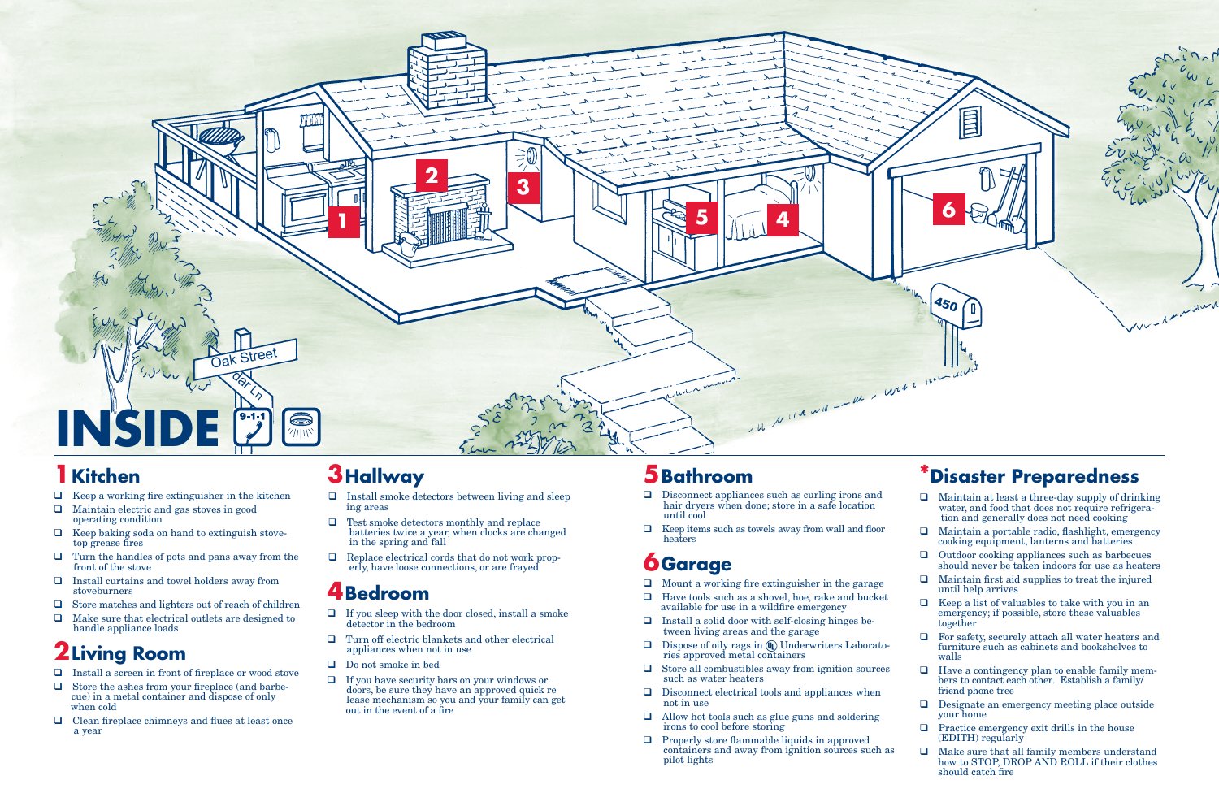# INSIDE

## 1 Kitchen

- Keep a working fire extinguisher in the kitchen
- Maintain electric and gas stoves in good operating condition
- Keep baking soda on hand to extinguish stove-top grease fires
- Turn the handles of pots and pans away from the front of the stove
- Install curtains and towel holders away from stoveburners
- Store matches and lighters out of reach of children
- Make sure that electrical outlets are designed to handle appliance loads

## 2 Living Room

- Install a screen in front of fireplace or wood stove
- Store the ashes from your fireplace (and barbecue) in a metal container and dispose of only when cold
- Clean fireplace chimneys and flues at least once a year

## 3 Hallway

- Install smoke detectors between living and sleeping areas
- Test smoke detectors monthly and replace batteries twice a year, when clocks are changed in the spring and fall
- Replace electrical cords that do not work properly, have loose connections, or are frayed

## 4 Bedroom

- If you sleep with the door closed, install a smoke detector in the bedroom
- Turn off electric blankets and other electrical appliances when not in use
- Do not smoke in bed
- If you have security bars on your windows or doors, be sure they have an approved quick release mechanism so you and your family can get out in the event of a fire

## 5 Bathroom

- Disconnect appliances such as curling irons and hair dryers when done; store in a safe location until cool
- Keep items such as towels away from wall and floor heaters

## 6 Garage

- Mount a working fire extinguisher in the garage
- Have tools such as a shovel, hoe, rake and bucket available for use in a wildfire emergency
- Install a solid door with self-closing hinges between living areas and the garage
- Dispose of oily rags in (UL) Underwriters Laboratories approved metal containers
- Store all combustibles away from ignition sources such as water heaters
- Disconnect electrical tools and appliances when not in use
- Allow hot tools such as glue guns and soldering irons to cool before storing
- Properly store flammable liquids in approved containers and away from ignition sources such as pilot lights

## * Disaster Preparedness

- Maintain at least a three-day supply of drinking water, and food that does not require refrigeration and generally does not need cooking
- Maintain a portable radio, flashlight, emergency cooking equipment, lanterns and batteries
- Outdoor cooking appliances such as barbecues should never be taken indoors for use as heaters
- Maintain first aid supplies to treat the injured until help arrives
- Keep a list of valuables to take with you in an emergency; if possible, store these valuables together
- For safety, securely attach all water heaters and furniture such as cabinets and bookshelves to walls
- Have a contingency plan to enable family members to contact each other. Establish a family/friend phone tree
- Designate an emergency meeting place outside your home
- Practice emergency exit drills in the house (EDITH) regularly
- Make sure that all family members understand how to STOP, DROP AND ROLL if their clothes should catch fire